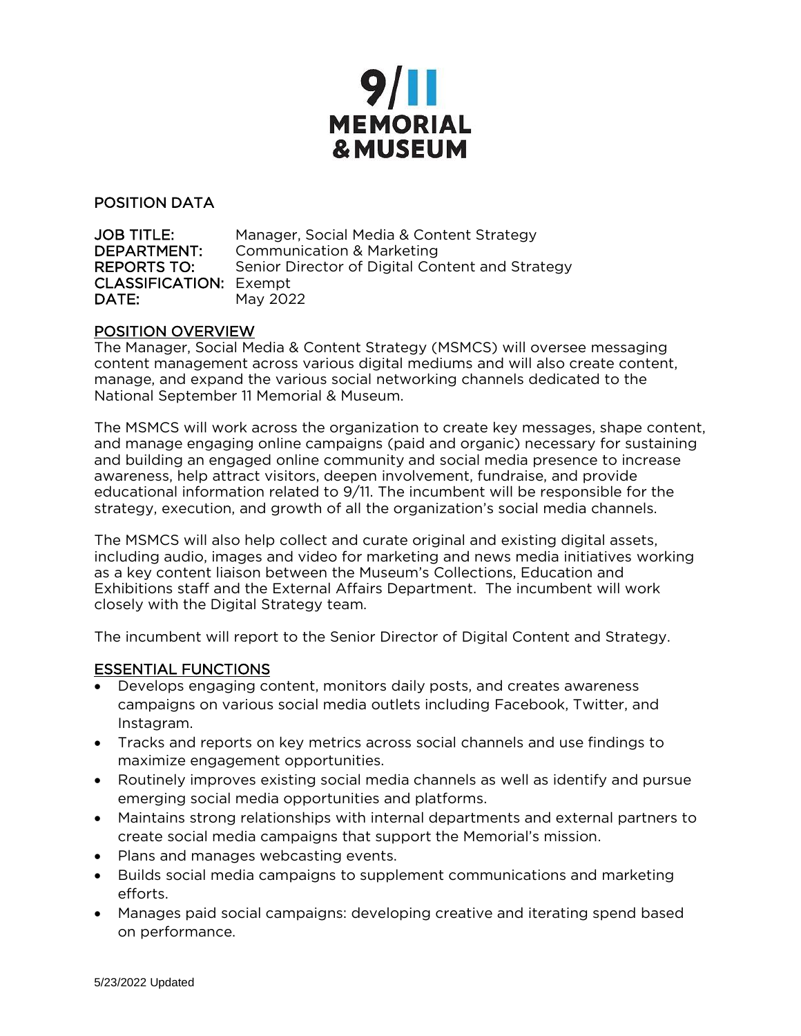# 9/11 MEMORIAL & MUSEUM

## POSITION DATA

**JOB TITLE:** Manager, Social Media & Content Strategy
**DEPARTMENT:** Communication & Marketing
**REPORTS TO:** Senior Director of Digital Content and Strategy
**CLASSIFICATION:** Exempt
**DATE:** May 2022

## POSITION OVERVIEW

The Manager, Social Media & Content Strategy (MSMCS) will oversee messaging content management across various digital mediums and will also create content, manage, and expand the various social networking channels dedicated to the National September 11 Memorial & Museum.

The MSMCS will work across the organization to create key messages, shape content, and manage engaging online campaigns (paid and organic) necessary for sustaining and building an engaged online community and social media presence to increase awareness, help attract visitors, deepen involvement, fundraise, and provide educational information related to 9/11. The incumbent will be responsible for the strategy, execution, and growth of all the organization's social media channels.

The MSMCS will also help collect and curate original and existing digital assets, including audio, images and video for marketing and news media initiatives working as a key content liaison between the Museum's Collections, Education and Exhibitions staff and the External Affairs Department. The incumbent will work closely with the Digital Strategy team.

The incumbent will report to the Senior Director of Digital Content and Strategy.

## ESSENTIAL FUNCTIONS

- Develops engaging content, monitors daily posts, and creates awareness campaigns on various social media outlets including Facebook, Twitter, and Instagram.
- Tracks and reports on key metrics across social channels and use findings to maximize engagement opportunities.
- Routinely improves existing social media channels as well as identify and pursue emerging social media opportunities and platforms.
- Maintains strong relationships with internal departments and external partners to create social media campaigns that support the Memorial's mission.
- Plans and manages webcasting events.
- Builds social media campaigns to supplement communications and marketing efforts.
- Manages paid social campaigns: developing creative and iterating spend based on performance.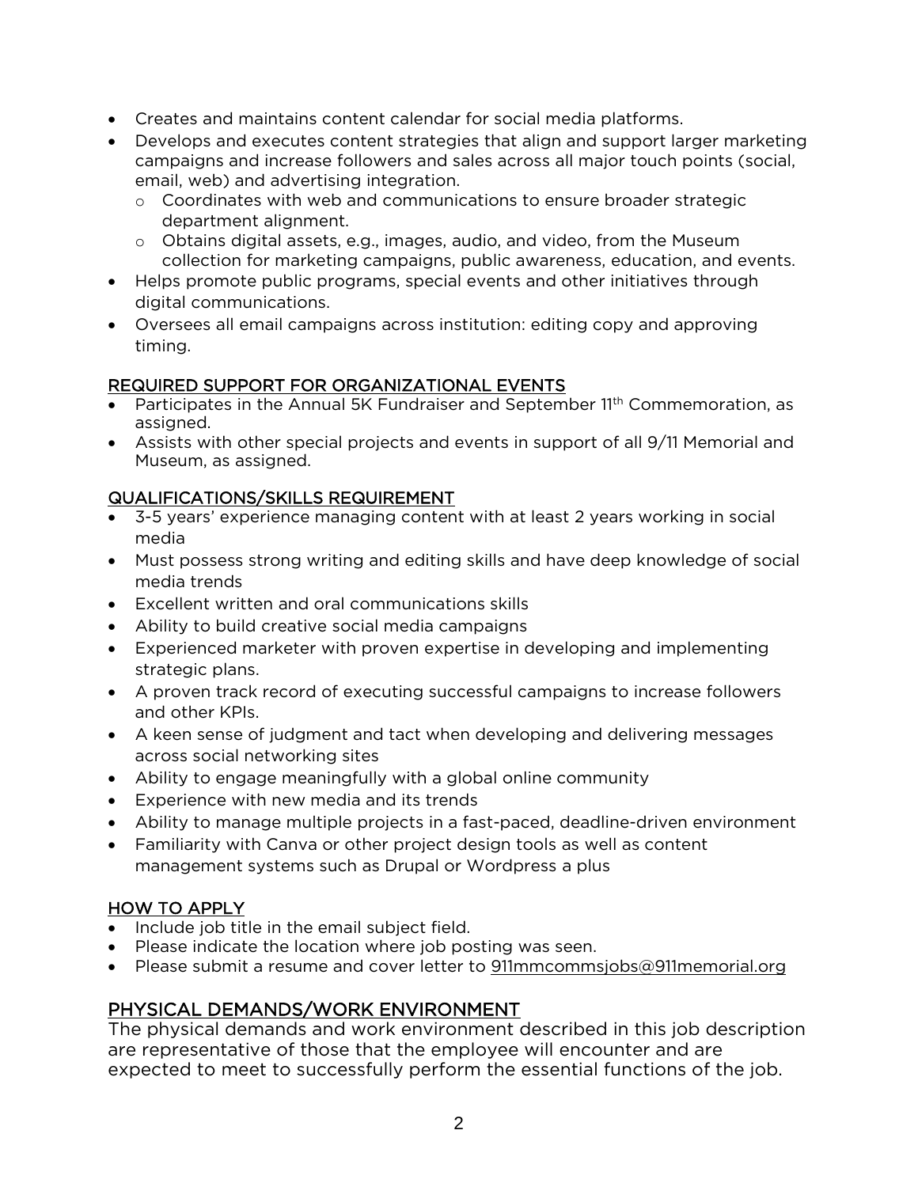- Creates and maintains content calendar for social media platforms.
- Develops and executes content strategies that align and support larger marketing campaigns and increase followers and sales across all major touch points (social, email, web) and advertising integration.
  - Coordinates with web and communications to ensure broader strategic department alignment.
  - Obtains digital assets, e.g., images, audio, and video, from the Museum collection for marketing campaigns, public awareness, education, and events.
- Helps promote public programs, special events and other initiatives through digital communications.
- Oversees all email campaigns across institution: editing copy and approving timing.

## REQUIRED SUPPORT FOR ORGANIZATIONAL EVENTS

- Participates in the Annual 5K Fundraiser and September 11th Commemoration, as assigned.
- Assists with other special projects and events in support of all 9/11 Memorial and Museum, as assigned.

## QUALIFICATIONS/SKILLS REQUIREMENT

- 3-5 years' experience managing content with at least 2 years working in social media
- Must possess strong writing and editing skills and have deep knowledge of social media trends
- Excellent written and oral communications skills
- Ability to build creative social media campaigns
- Experienced marketer with proven expertise in developing and implementing strategic plans.
- A proven track record of executing successful campaigns to increase followers and other KPIs.
- A keen sense of judgment and tact when developing and delivering messages across social networking sites
- Ability to engage meaningfully with a global online community
- Experience with new media and its trends
- Ability to manage multiple projects in a fast-paced, deadline-driven environment
- Familiarity with Canva or other project design tools as well as content management systems such as Drupal or Wordpress a plus

## HOW TO APPLY

- Include job title in the email subject field.
- Please indicate the location where job posting was seen.
- Please submit a resume and cover letter to 911mmcommsjobs@911memorial.org

## PHYSICAL DEMANDS/WORK ENVIRONMENT

The physical demands and work environment described in this job description are representative of those that the employee will encounter and are expected to meet to successfully perform the essential functions of the job.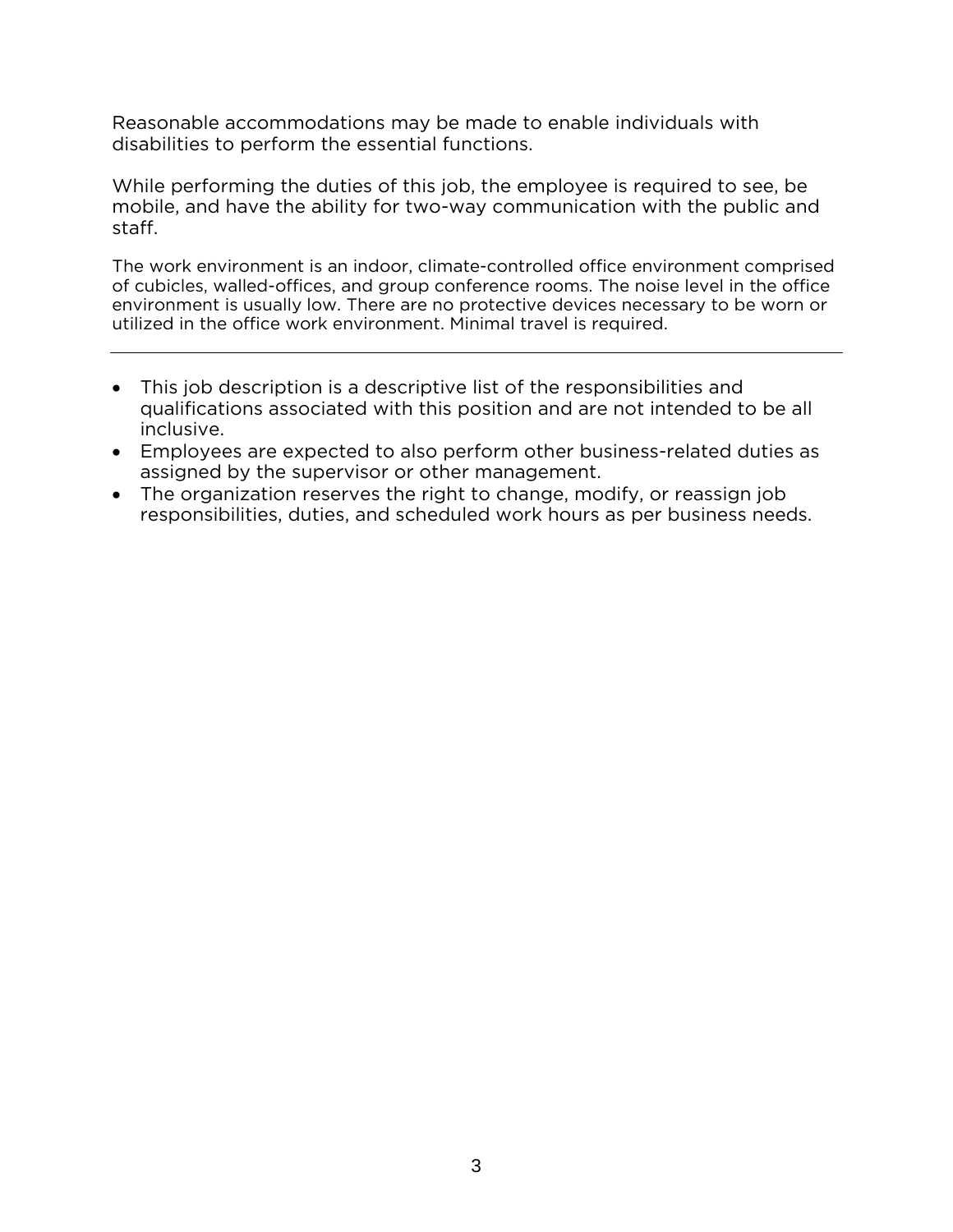Reasonable accommodations may be made to enable individuals with disabilities to perform the essential functions.

While performing the duties of this job, the employee is required to see, be mobile, and have the ability for two-way communication with the public and staff.

The work environment is an indoor, climate-controlled office environment comprised of cubicles, walled-offices, and group conference rooms. The noise level in the office environment is usually low. There are no protective devices necessary to be worn or utilized in the office work environment. Minimal travel is required.

---

- This job description is a descriptive list of the responsibilities and qualifications associated with this position and are not intended to be all inclusive.
- Employees are expected to also perform other business-related duties as assigned by the supervisor or other management.
- The organization reserves the right to change, modify, or reassign job responsibilities, duties, and scheduled work hours as per business needs.